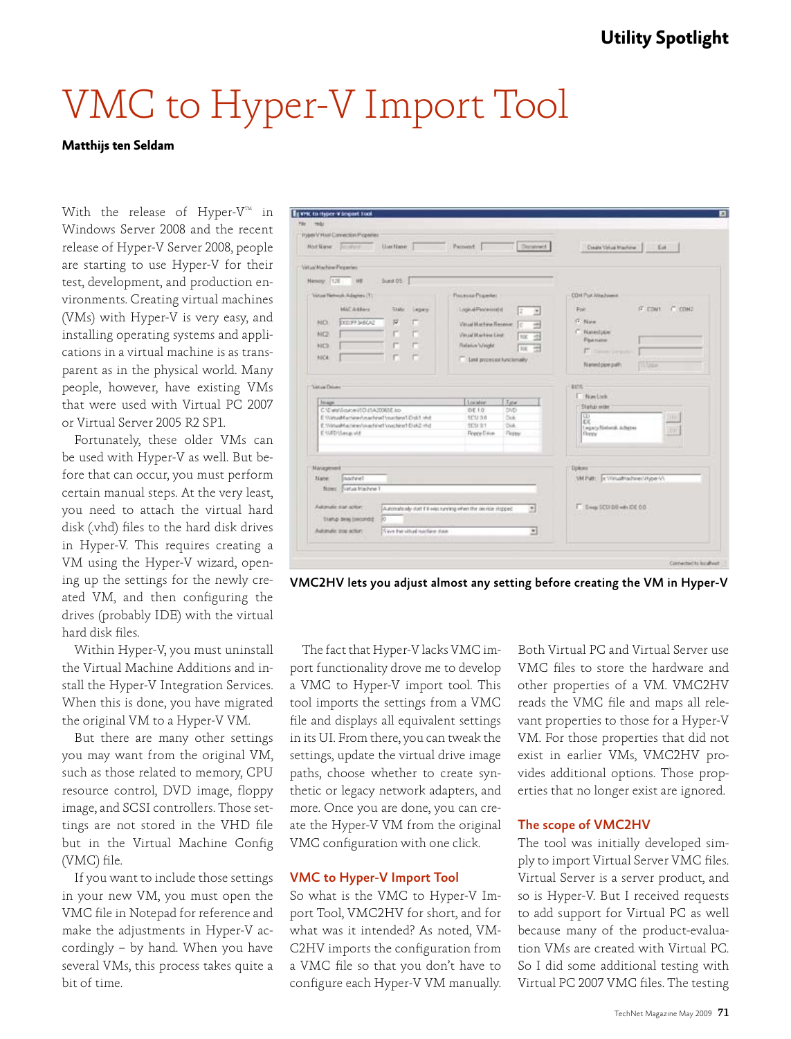# VMC to Hyper-V Import Tool

**Matthijs ten Seldam**

With the release of Hyper-V™ in Windows Server 2008 and the recent release of Hyper-V Server 2008, people are starting to use Hyper-V for their test, development, and production environments. Creating virtual machines (VMs) with Hyper-V is very easy, and installing operating systems and applications in a virtual machine is as transparent as in the physical world. Many people, however, have existing VMs that were used with Virtual PC 2007 or Virtual Server 2005 R2 SP1.

Fortunately, these older VMs can be used with Hyper-V as well. But before that can occur, you must perform certain manual steps. At the very least, you need to attach the virtual hard disk (.vhd) files to the hard disk drives in Hyper-V. This requires creating a VM using the Hyper-V wizard, opening up the settings for the newly created VM, and then configuring the drives (probably IDE) with the virtual hard disk files.

Within Hyper-V, you must uninstall the Virtual Machine Additions and install the Hyper-V Integration Services. When this is done, you have migrated the original VM to a Hyper-V VM.

But there are many other settings you may want from the original VM, such as those related to memory, CPU resource control, DVD image, floppy image, and SCSI controllers. Those settings are not stored in the VHD file but in the Virtual Machine Config (VMC) file.

If you want to include those settings in your new VM, you must open the VMC file in Notepad for reference and make the adjustments in Hyper-V accordingly – by hand. When you have several VMs, this process takes quite a bit of time.

VMC2HV lets you adjust almost any setting before creating the VM in Hyper-V

The fact that Hyper-V lacks VMC import functionality drove me to develop a VMC to Hyper-V import tool. This tool imports the settings from a VMC file and displays all equivalent settings in its UI. From there, you can tweak the settings, update the virtual drive image paths, choose whether to create synthetic or legacy network adapters, and more. Once you are done, you can create the Hyper-V VM from the original VMC configuration with one click.

## VMC to Hyper-V Import Tool

So what is the VMC to Hyper-V Import Tool, VMC2HV for short, and for what was it intended? As noted, VMC2HV imports the configuration from a VMC file so that you don't have to configure each Hyper-V VM manually. Both Virtual PC and Virtual Server use VMC files to store the hardware and other properties of a VM. VMC2HV reads the VMC file and maps all relevant properties to those for a Hyper-V VM. For those properties that did not exist in earlier VMs, VMC2HV provides additional options. Those properties that no longer exist are ignored.

## The scope of VMC2HV

The tool was initially developed simply to import Virtual Server VMC files. Virtual Server is a server product, and so is Hyper-V. But I received requests to add support for Virtual PC as well because many of the product-evaluation VMs are created with Virtual PC. So I did some additional testing with Virtual PC 2007 VMC files. The testing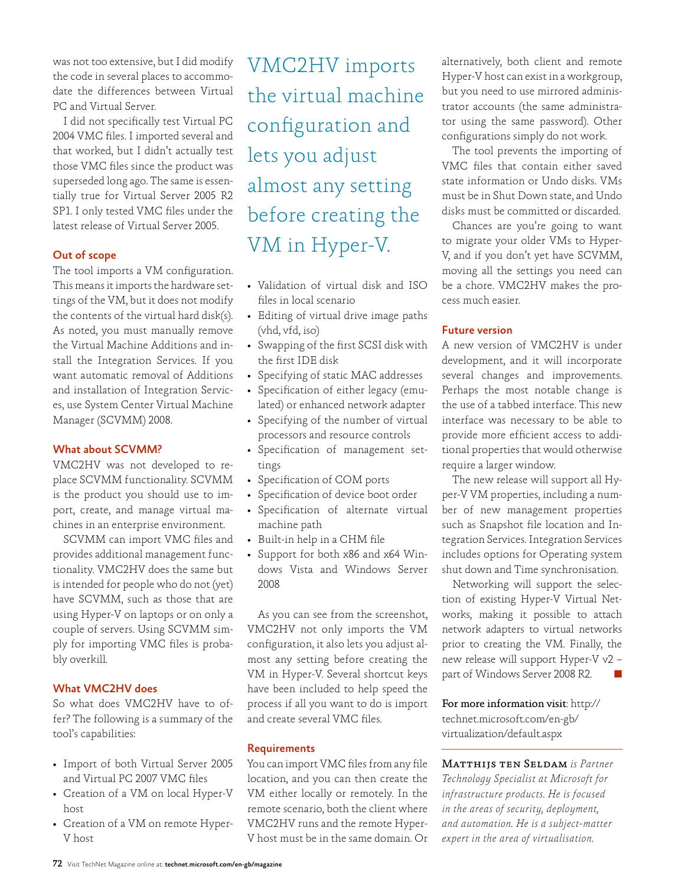was not too extensive, but I did modify the code in several places to accommodate the differences between Virtual PC and Virtual Server.

I did not specifically test Virtual PC 2004 VMC files. I imported several and that worked, but I didn't actually test those VMC files since the product was superseded long ago. The same is essentially true for Virtual Server 2005 R2 SP1. I only tested VMC files under the latest release of Virtual Server 2005.

### Out of scope

The tool imports a VM configuration. This means it imports the hardware settings of the VM, but it does not modify the contents of the virtual hard disk(s). As noted, you must manually remove the Virtual Machine Additions and install the Integration Services. If you want automatic removal of Additions and installation of Integration Services, use System Center Virtual Machine Manager (SCVMM) 2008.

### What about SCVMM?

VMC2HV was not developed to replace SCVMM functionality. SCVMM is the product you should use to import, create, and manage virtual machines in an enterprise environment.

SCVMM can import VMC files and provides additional management functionality. VMC2HV does the same but is intended for people who do not (yet) have SCVMM, such as those that are using Hyper-V on laptops or on only a couple of servers. Using SCVMM simply for importing VMC files is probably overkill.

### What VMC2HV does

So what does VMC2HV have to offer? The following is a summary of the tool's capabilities:

- Import of both Virtual Server 2005 and Virtual PC 2007 VMC files
- Creation of a VM on local Hyper-V host
- Creation of a VM on remote Hyper-V host
- Validation of virtual disk and ISO files in local scenario
- Editing of virtual drive image paths (vhd, vfd, iso)
- Swapping of the first SCSI disk with the first IDE disk
- Specifying of static MAC addresses
- Specification of either legacy (emulated) or enhanced network adapter
- Specifying of the number of virtual processors and resource controls
- Specification of management settings
- Specification of COM ports
- Specification of device boot order
- Specification of alternate virtual machine path
- Built-in help in a CHM file
- Support for both x86 and x64 Windows Vista and Windows Server 2008

> VMC2HV imports the virtual machine configuration and lets you adjust almost any setting before creating the VM in Hyper-V.

As you can see from the screenshot, VMC2HV not only imports the VM configuration, it also lets you adjust almost any setting before creating the VM in Hyper-V. Several shortcut keys have been included to help speed the process if all you want to do is import and create several VMC files.

### Requirements

You can import VMC files from any file location, and you can then create the VM either locally or remotely. In the remote scenario, both the client where VMC2HV runs and the remote Hyper-V host must be in the same domain. Or alternatively, both client and remote Hyper-V host can exist in a workgroup, but you need to use mirrored administrator accounts (the same administrator using the same password). Other configurations simply do not work.

The tool prevents the importing of VMC files that contain either saved state information or Undo disks. VMs must be in Shut Down state, and Undo disks must be committed or discarded.

Chances are you're going to want to migrate your older VMs to Hyper-V, and if you don't yet have SCVMM, moving all the settings you need can be a chore. VMC2HV makes the process much easier.

### Future version

A new version of VMC2HV is under development, and it will incorporate several changes and improvements. Perhaps the most notable change is the use of a tabbed interface. This new interface was necessary to be able to provide more efficient access to additional properties that would otherwise require a larger window.

The new release will support all Hyper-V VM properties, including a number of new management properties such as Snapshot file location and Integration Services. Integration Services includes options for Operating system shut down and Time synchronisation.

Networking will support the selection of existing Hyper-V Virtual Networks, making it possible to attach network adapters to virtual networks prior to creating the VM. Finally, the new release will support Hyper-V v2 – part of Windows Server 2008 R2. ■

For more information visit: http://technet.microsoft.com/en-gb/virtualization/default.aspx

**Matthijs ten Seldam** *is Partner Technology Specialist at Microsoft for infrastructure products. He is focused in the areas of security, deployment, and automation. He is a subject-matter expert in the area of virtualisation.*